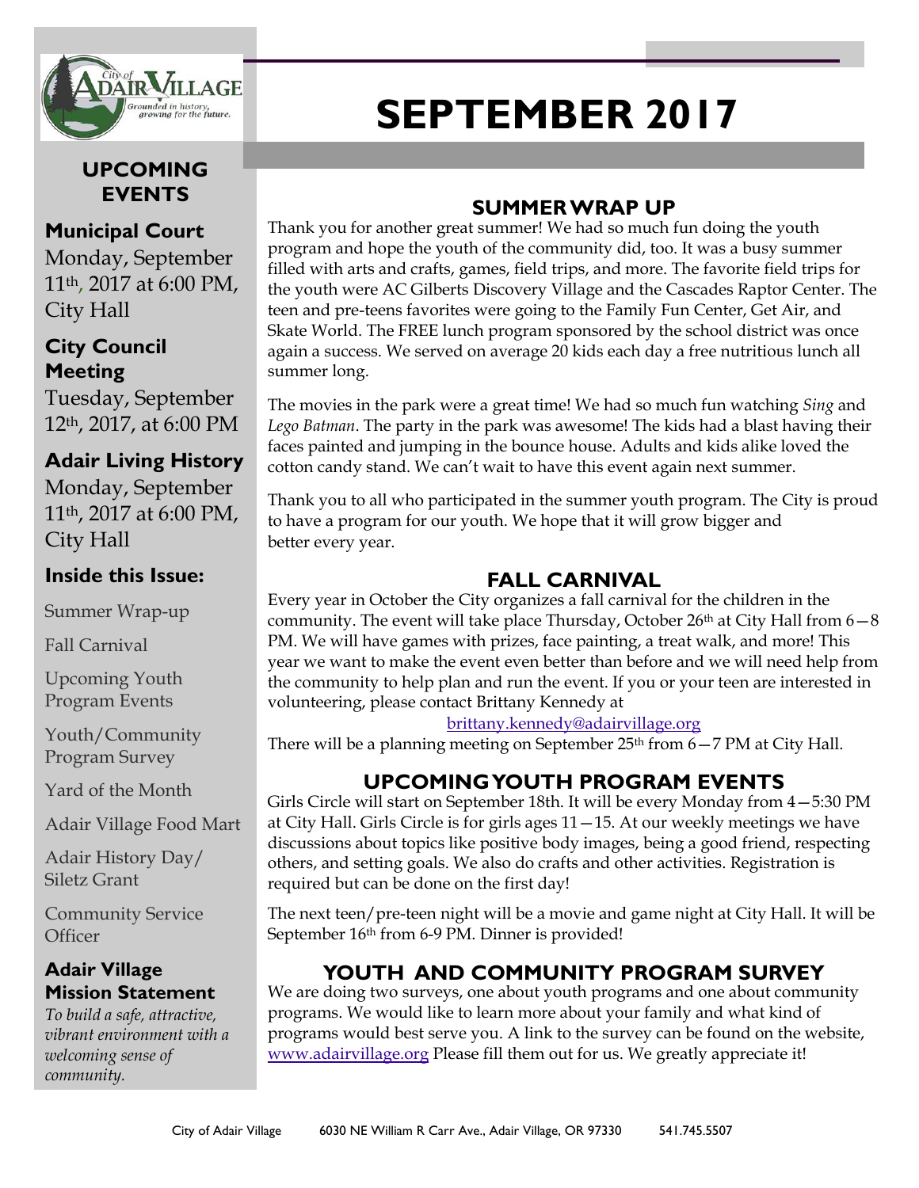# SEPTEMBER 2017

## UPCOMING EVENTS

**Municipal Court**
Monday, September 11th, 2017 at 6:00 PM, City Hall

**City Council Meeting**
Tuesday, September 12th, 2017, at 6:00 PM

**Adair Living History**
Monday, September 11th, 2017 at 6:00 PM, City Hall

**Inside this Issue:**

- Summer Wrap-up
- Fall Carnival
- Upcoming Youth Program Events
- Youth/Community Program Survey
- Yard of the Month
- Adair Village Food Mart
- Adair History Day/ Siletz Grant
- Community Service Officer

**Adair Village Mission Statement**

*To build a safe, attractive, vibrant environment with a welcoming sense of community.*

## SUMMER WRAP UP

Thank you for another great summer! We had so much fun doing the youth program and hope the youth of the community did, too. It was a busy summer filled with arts and crafts, games, field trips, and more. The favorite field trips for the youth were AC Gilberts Discovery Village and the Cascades Raptor Center. The teen and pre-teens favorites were going to the Family Fun Center, Get Air, and Skate World. The FREE lunch program sponsored by the school district was once again a success. We served on average 20 kids each day a free nutritious lunch all summer long.

The movies in the park were a great time! We had so much fun watching *Sing* and *Lego Batman*. The party in the park was awesome! The kids had a blast having their faces painted and jumping in the bounce house. Adults and kids alike loved the cotton candy stand. We can't wait to have this event again next summer.

Thank you to all who participated in the summer youth program. The City is proud to have a program for our youth. We hope that it will grow bigger and better every year.

## FALL CARNIVAL

Every year in October the City organizes a fall carnival for the children in the community. The event will take place Thursday, October 26th at City Hall from 6—8 PM. We will have games with prizes, face painting, a treat walk, and more! This year we want to make the event even better than before and we will need help from the community to help plan and run the event. If you or your teen are interested in volunteering, please contact Brittany Kennedy at

brittany.kennedy@adairvillage.org

There will be a planning meeting on September 25th from 6—7 PM at City Hall.

## UPCOMING YOUTH PROGRAM EVENTS

Girls Circle will start on September 18th. It will be every Monday from 4—5:30 PM at City Hall. Girls Circle is for girls ages 11—15. At our weekly meetings we have discussions about topics like positive body images, being a good friend, respecting others, and setting goals. We also do crafts and other activities. Registration is required but can be done on the first day!

The next teen/pre-teen night will be a movie and game night at City Hall. It will be September 16th from 6-9 PM. Dinner is provided!

## YOUTH AND COMMUNITY PROGRAM SURVEY

We are doing two surveys, one about youth programs and one about community programs. We would like to learn more about your family and what kind of programs would best serve you. A link to the survey can be found on the website, www.adairvillage.org Please fill them out for us. We greatly appreciate it!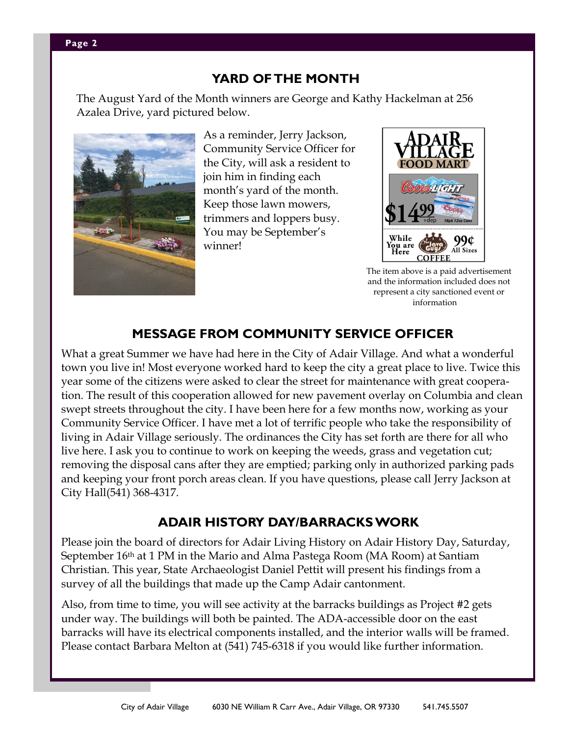## YARD OF THE MONTH

The August Yard of the Month winners are George and Kathy Hackelman at 256 Azalea Drive, yard pictured below.

As a reminder, Jerry Jackson, Community Service Officer for the City, will ask a resident to join him in finding each month's yard of the month. Keep those lawn mowers, trimmers and loppers busy. You may be September's winner!

ADAIR VILLAGE FOOD MART

Coors LIGHT

$14.99 +dep 18pk 12oz Cans

While You are Here — The Java Guys COFFEE 99¢ All Sizes

The item above is a paid advertisement and the information included does not represent a city sanctioned event or information

## MESSAGE FROM COMMUNITY SERVICE OFFICER

What a great Summer we have had here in the City of Adair Village. And what a wonderful town you live in! Most everyone worked hard to keep the city a great place to live. Twice this year some of the citizens were asked to clear the street for maintenance with great cooperation. The result of this cooperation allowed for new pavement overlay on Columbia and clean swept streets throughout the city. I have been here for a few months now, working as your Community Service Officer. I have met a lot of terrific people who take the responsibility of living in Adair Village seriously. The ordinances the City has set forth are there for all who live here. I ask you to continue to work on keeping the weeds, grass and vegetation cut; removing the disposal cans after they are emptied; parking only in authorized parking pads and keeping your front porch areas clean. If you have questions, please call Jerry Jackson at City Hall(541) 368-4317.

## ADAIR HISTORY DAY/BARRACKS WORK

Please join the board of directors for Adair Living History on Adair History Day, Saturday, September 16th at 1 PM in the Mario and Alma Pastega Room (MA Room) at Santiam Christian. This year, State Archaeologist Daniel Pettit will present his findings from a survey of all the buildings that made up the Camp Adair cantonment.

Also, from time to time, you will see activity at the barracks buildings as Project #2 gets under way. The buildings will both be painted. The ADA-accessible door on the east barracks will have its electrical components installed, and the interior walls will be framed. Please contact Barbara Melton at (541) 745-6318 if you would like further information.